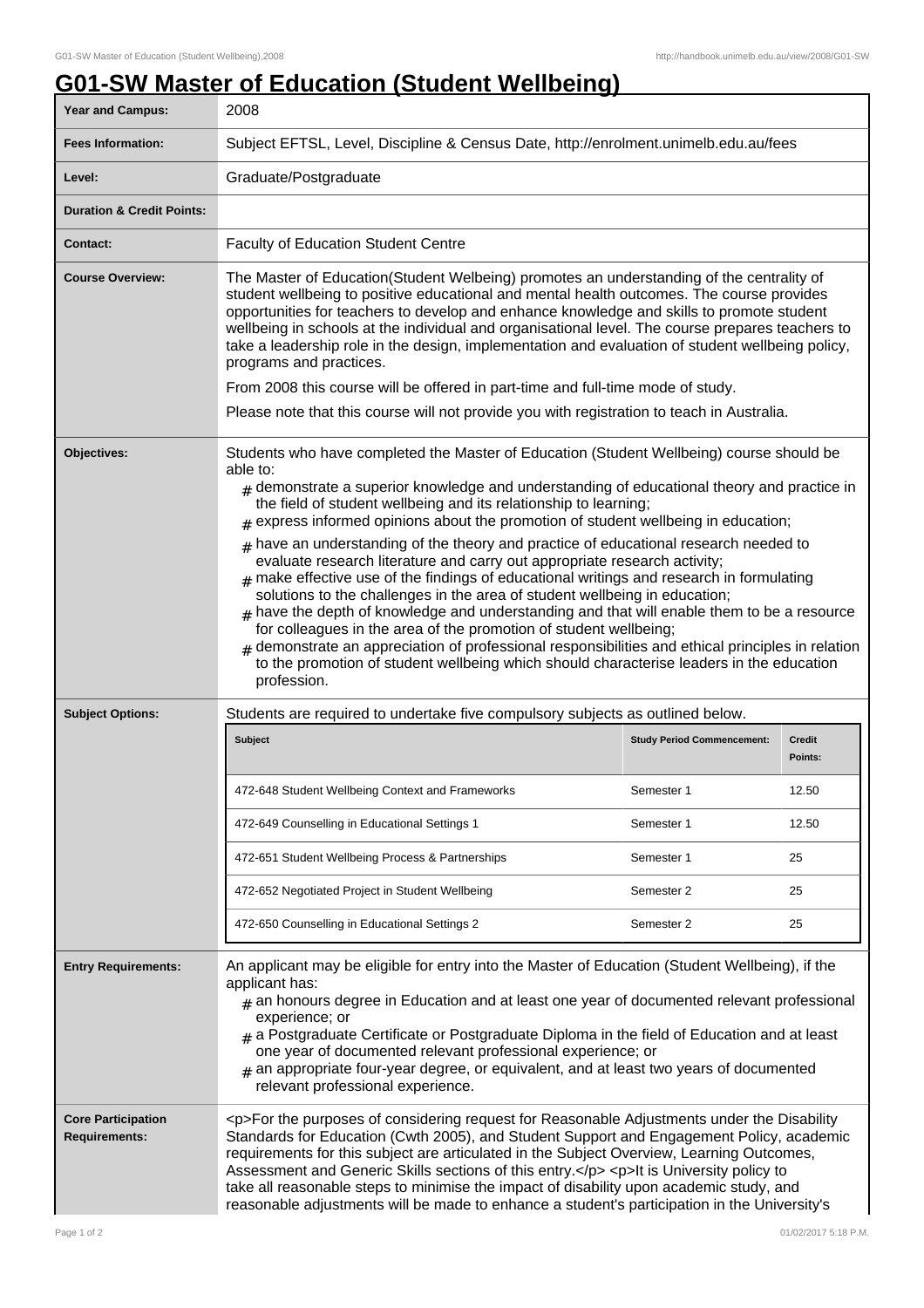# G01-SW Master of Education (Student Wellbeing)

| | |
|---|---|
| **Year and Campus:** | 2008 |
| **Fees Information:** | Subject EFTSL, Level, Discipline & Census Date, http://enrolment.unimelb.edu.au/fees |
| **Level:** | Graduate/Postgraduate |
| **Duration & Credit Points:** | |
| **Contact:** | Faculty of Education Student Centre |
| **Course Overview:** | The Master of Education(Student Welbeing) promotes an understanding of the centrality of student wellbeing to positive educational and mental health outcomes. The course provides opportunities for teachers to develop and enhance knowledge and skills to promote student wellbeing in schools at the individual and organisational level. The course prepares teachers to take a leadership role in the design, implementation and evaluation of student wellbeing policy, programs and practices.<br><br>From 2008 this course will be offered in part-time and full-time mode of study.<br><br>Please note that this course will not provide you with registration to teach in Australia. |
| **Objectives:** | Students who have completed the Master of Education (Student Wellbeing) course should be able to:<br># demonstrate a superior knowledge and understanding of educational theory and practice in the field of student wellbeing and its relationship to learning;<br># express informed opinions about the promotion of student wellbeing in education;<br># have an understanding of the theory and practice of educational research needed to evaluate research literature and carry out appropriate research activity;<br># make effective use of the findings of educational writings and research in formulating solutions to the challenges in the area of student wellbeing in education;<br># have the depth of knowledge and understanding and that will enable them to be a resource for colleagues in the area of the promotion of student wellbeing;<br># demonstrate an appreciation of professional responsibilities and ethical principles in relation to the promotion of student wellbeing which should characterise leaders in the education profession. |
| **Subject Options:** | Students are required to undertake five compulsory subjects as outlined below. |

| Subject | Study Period Commencement: | Credit Points: |
|---|---|---|
| 472-648 Student Wellbeing Context and Frameworks | Semester 1 | 12.50 |
| 472-649 Counselling in Educational Settings 1 | Semester 1 | 12.50 |
| 472-651 Student Wellbeing Process & Partnerships | Semester 1 | 25 |
| 472-652 Negotiated Project in Student Wellbeing | Semester 2 | 25 |
| 472-650 Counselling in Educational Settings 2 | Semester 2 | 25 |

| | |
|---|---|
| **Entry Requirements:** | An applicant may be eligible for entry into the Master of Education (Student Wellbeing), if the applicant has:<br># an honours degree in Education and at least one year of documented relevant professional experience; or<br># a Postgraduate Certificate or Postgraduate Diploma in the field of Education and at least one year of documented relevant professional experience; or<br># an appropriate four-year degree, or equivalent, and at least two years of documented relevant professional experience. |
| **Core Participation Requirements:** | <p>For the purposes of considering request for Reasonable Adjustments under the Disability Standards for Education (Cwth 2005), and Student Support and Engagement Policy, academic requirements for this subject are articulated in the Subject Overview, Learning Outcomes, Assessment and Generic Skills sections of this entry.</p> <p>It is University policy to take all reasonable steps to minimise the impact of disability upon academic study, and reasonable adjustments will be made to enhance a student's participation in the University's |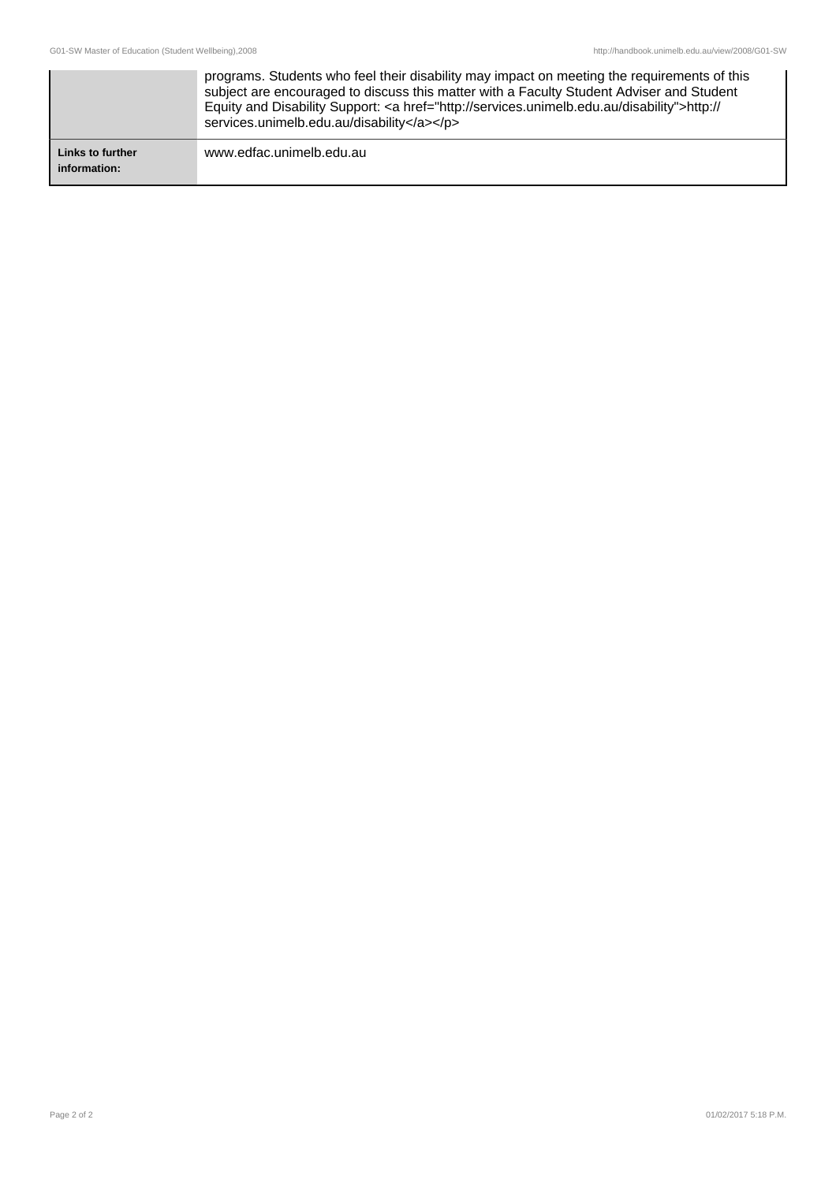| | |
|---|---|
| | programs. Students who feel their disability may impact on meeting the requirements of this subject are encouraged to discuss this matter with a Faculty Student Adviser and Student Equity and Disability Support: <a href="http://services.unimelb.edu.au/disability">http://services.unimelb.edu.au/disability</a></p> |
| **Links to further information:** | www.edfac.unimelb.edu.au |